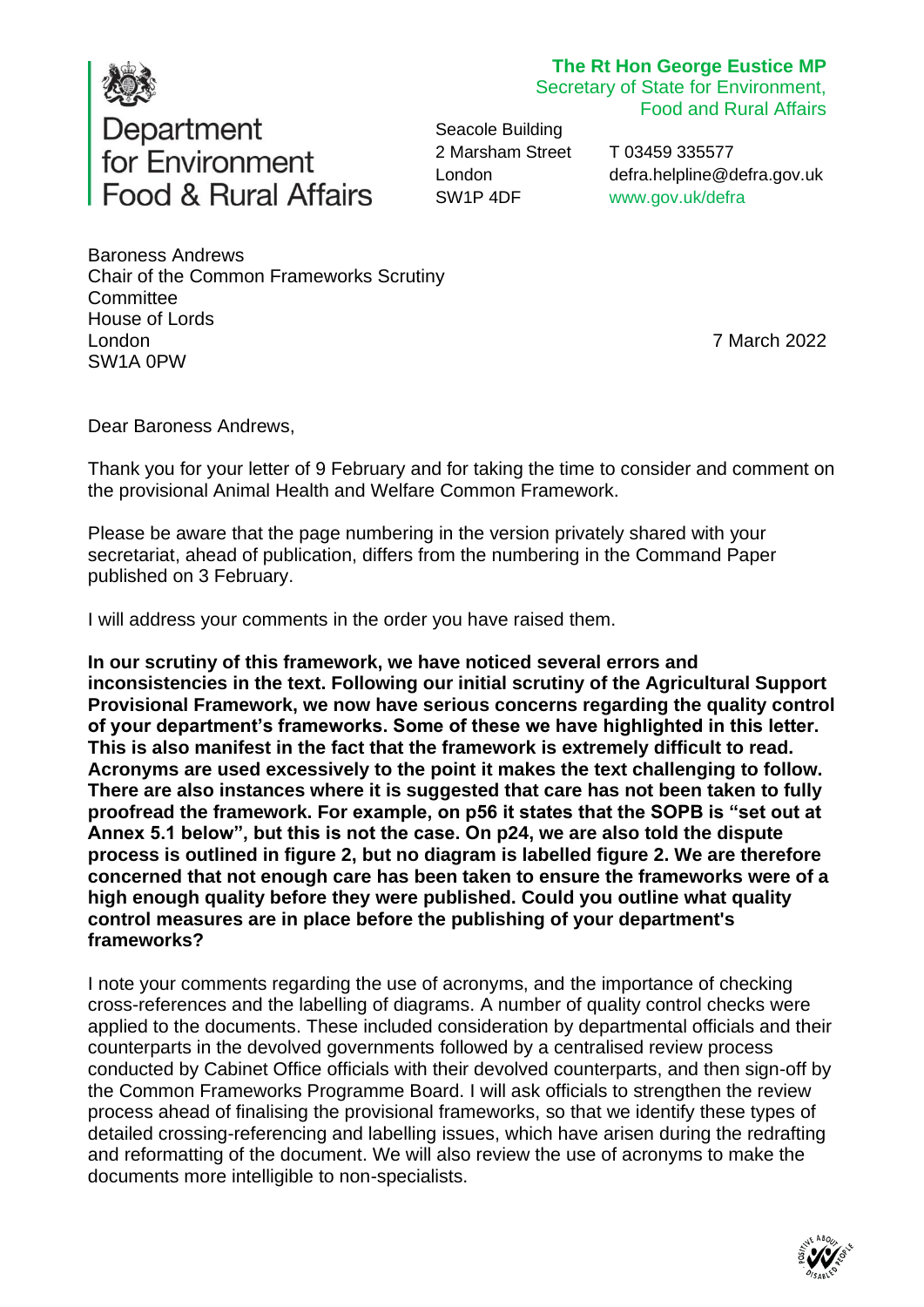**The Rt Hon George Eustice MP**
Secretary of State for Environment,
Food and Rural Affairs

Department for Environment Food & Rural Affairs

Seacole Building
2 Marsham Street
London
SW1P 4DF

T 03459 335577
defra.helpline@defra.gov.uk
www.gov.uk/defra

Baroness Andrews
Chair of the Common Frameworks Scrutiny Committee
House of Lords
London
SW1A 0PW

7 March 2022

Dear Baroness Andrews,

Thank you for your letter of 9 February and for taking the time to consider and comment on the provisional Animal Health and Welfare Common Framework.

Please be aware that the page numbering in the version privately shared with your secretariat, ahead of publication, differs from the numbering in the Command Paper published on 3 February.

I will address your comments in the order you have raised them.

**In our scrutiny of this framework, we have noticed several errors and inconsistencies in the text. Following our initial scrutiny of the Agricultural Support Provisional Framework, we now have serious concerns regarding the quality control of your department's frameworks. Some of these we have highlighted in this letter. This is also manifest in the fact that the framework is extremely difficult to read. Acronyms are used excessively to the point it makes the text challenging to follow. There are also instances where it is suggested that care has not been taken to fully proofread the framework. For example, on p56 it states that the SOPB is "set out at Annex 5.1 below", but this is not the case. On p24, we are also told the dispute process is outlined in figure 2, but no diagram is labelled figure 2. We are therefore concerned that not enough care has been taken to ensure the frameworks were of a high enough quality before they were published. Could you outline what quality control measures are in place before the publishing of your department's frameworks?**

I note your comments regarding the use of acronyms, and the importance of checking cross-references and the labelling of diagrams. A number of quality control checks were applied to the documents. These included consideration by departmental officials and their counterparts in the devolved governments followed by a centralised review process conducted by Cabinet Office officials with their devolved counterparts, and then sign-off by the Common Frameworks Programme Board. I will ask officials to strengthen the review process ahead of finalising the provisional frameworks, so that we identify these types of detailed crossing-referencing and labelling issues, which have arisen during the redrafting and reformatting of the document. We will also review the use of acronyms to make the documents more intelligible to non-specialists.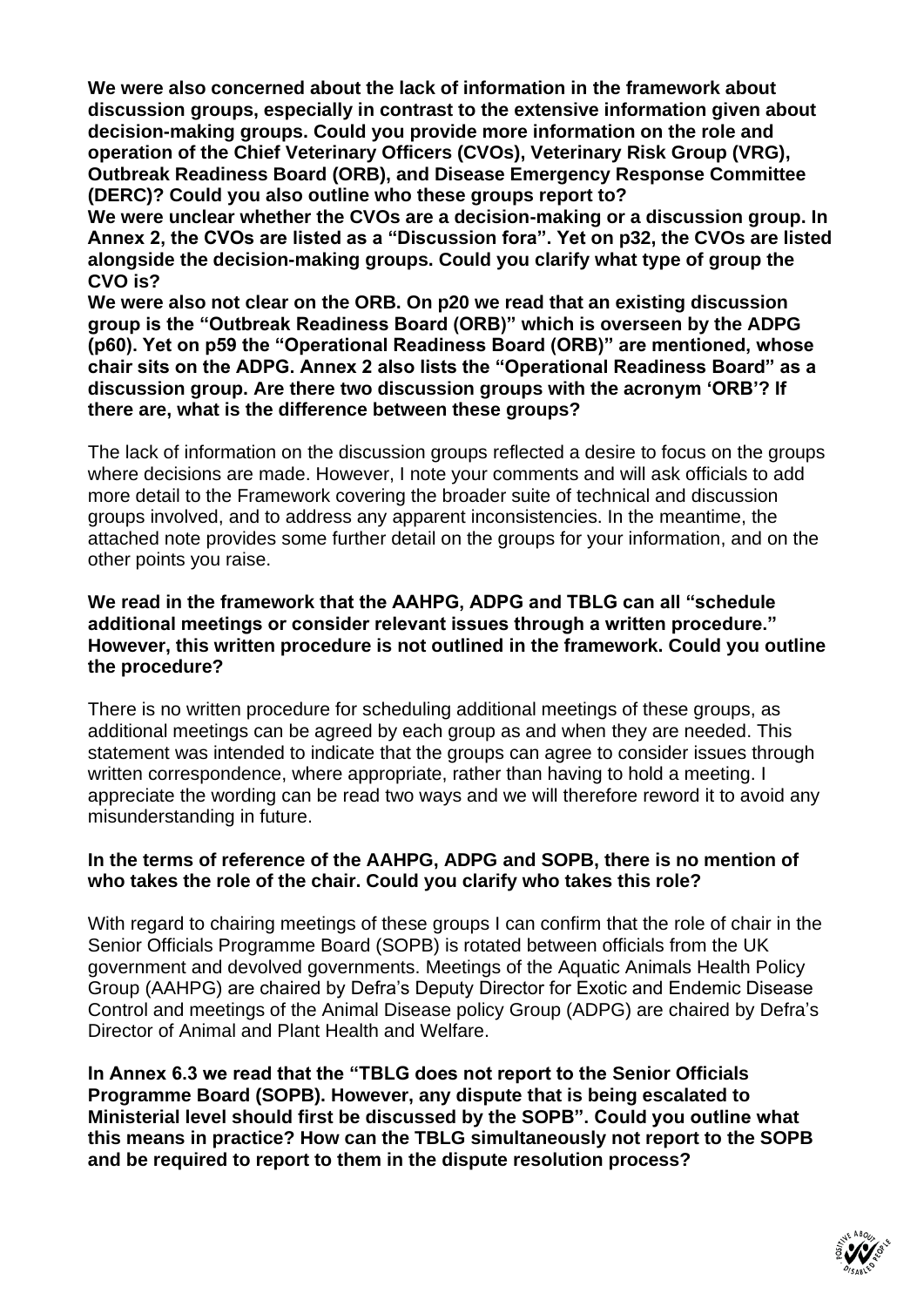**We were also concerned about the lack of information in the framework about discussion groups, especially in contrast to the extensive information given about decision-making groups. Could you provide more information on the role and operation of the Chief Veterinary Officers (CVOs), Veterinary Risk Group (VRG), Outbreak Readiness Board (ORB), and Disease Emergency Response Committee (DERC)? Could you also outline who these groups report to?**

**We were unclear whether the CVOs are a decision-making or a discussion group. In Annex 2, the CVOs are listed as a "Discussion fora". Yet on p32, the CVOs are listed alongside the decision-making groups. Could you clarify what type of group the CVO is?**

**We were also not clear on the ORB. On p20 we read that an existing discussion group is the "Outbreak Readiness Board (ORB)" which is overseen by the ADPG (p60). Yet on p59 the "Operational Readiness Board (ORB)" are mentioned, whose chair sits on the ADPG. Annex 2 also lists the "Operational Readiness Board" as a discussion group. Are there two discussion groups with the acronym 'ORB'? If there are, what is the difference between these groups?**

The lack of information on the discussion groups reflected a desire to focus on the groups where decisions are made. However, I note your comments and will ask officials to add more detail to the Framework covering the broader suite of technical and discussion groups involved, and to address any apparent inconsistencies. In the meantime, the attached note provides some further detail on the groups for your information, and on the other points you raise.

**We read in the framework that the AAHPG, ADPG and TBLG can all "schedule additional meetings or consider relevant issues through a written procedure." However, this written procedure is not outlined in the framework. Could you outline the procedure?**

There is no written procedure for scheduling additional meetings of these groups, as additional meetings can be agreed by each group as and when they are needed. This statement was intended to indicate that the groups can agree to consider issues through written correspondence, where appropriate, rather than having to hold a meeting. I appreciate the wording can be read two ways and we will therefore reword it to avoid any misunderstanding in future.

**In the terms of reference of the AAHPG, ADPG and SOPB, there is no mention of who takes the role of the chair. Could you clarify who takes this role?**

With regard to chairing meetings of these groups I can confirm that the role of chair in the Senior Officials Programme Board (SOPB) is rotated between officials from the UK government and devolved governments. Meetings of the Aquatic Animals Health Policy Group (AAHPG) are chaired by Defra's Deputy Director for Exotic and Endemic Disease Control and meetings of the Animal Disease policy Group (ADPG) are chaired by Defra's Director of Animal and Plant Health and Welfare.

**In Annex 6.3 we read that the "TBLG does not report to the Senior Officials Programme Board (SOPB). However, any dispute that is being escalated to Ministerial level should first be discussed by the SOPB". Could you outline what this means in practice? How can the TBLG simultaneously not report to the SOPB and be required to report to them in the dispute resolution process?**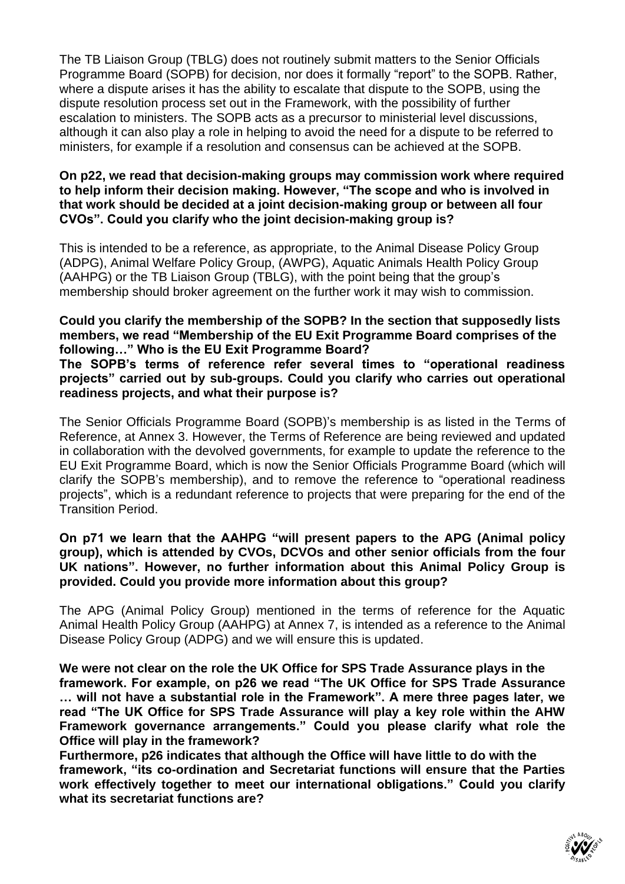The TB Liaison Group (TBLG) does not routinely submit matters to the Senior Officials Programme Board (SOPB) for decision, nor does it formally "report" to the SOPB. Rather, where a dispute arises it has the ability to escalate that dispute to the SOPB, using the dispute resolution process set out in the Framework, with the possibility of further escalation to ministers. The SOPB acts as a precursor to ministerial level discussions, although it can also play a role in helping to avoid the need for a dispute to be referred to ministers, for example if a resolution and consensus can be achieved at the SOPB.

**On p22, we read that decision-making groups may commission work where required to help inform their decision making. However, "The scope and who is involved in that work should be decided at a joint decision-making group or between all four CVOs". Could you clarify who the joint decision-making group is?**

This is intended to be a reference, as appropriate, to the Animal Disease Policy Group (ADPG), Animal Welfare Policy Group, (AWPG), Aquatic Animals Health Policy Group (AAHPG) or the TB Liaison Group (TBLG), with the point being that the group's membership should broker agreement on the further work it may wish to commission.

**Could you clarify the membership of the SOPB? In the section that supposedly lists members, we read "Membership of the EU Exit Programme Board comprises of the following…" Who is the EU Exit Programme Board?**
**The SOPB's terms of reference refer several times to "operational readiness projects" carried out by sub-groups. Could you clarify who carries out operational readiness projects, and what their purpose is?**

The Senior Officials Programme Board (SOPB)'s membership is as listed in the Terms of Reference, at Annex 3. However, the Terms of Reference are being reviewed and updated in collaboration with the devolved governments, for example to update the reference to the EU Exit Programme Board, which is now the Senior Officials Programme Board (which will clarify the SOPB's membership), and to remove the reference to "operational readiness projects", which is a redundant reference to projects that were preparing for the end of the Transition Period.

**On p71 we learn that the AAHPG "will present papers to the APG (Animal policy group), which is attended by CVOs, DCVOs and other senior officials from the four UK nations". However, no further information about this Animal Policy Group is provided. Could you provide more information about this group?**

The APG (Animal Policy Group) mentioned in the terms of reference for the Aquatic Animal Health Policy Group (AAHPG) at Annex 7, is intended as a reference to the Animal Disease Policy Group (ADPG) and we will ensure this is updated.

**We were not clear on the role the UK Office for SPS Trade Assurance plays in the framework. For example, on p26 we read "The UK Office for SPS Trade Assurance … will not have a substantial role in the Framework". A mere three pages later, we read "The UK Office for SPS Trade Assurance will play a key role within the AHW Framework governance arrangements." Could you please clarify what role the Office will play in the framework?**
**Furthermore, p26 indicates that although the Office will have little to do with the framework, "its co-ordination and Secretariat functions will ensure that the Parties work effectively together to meet our international obligations." Could you clarify what its secretariat functions are?**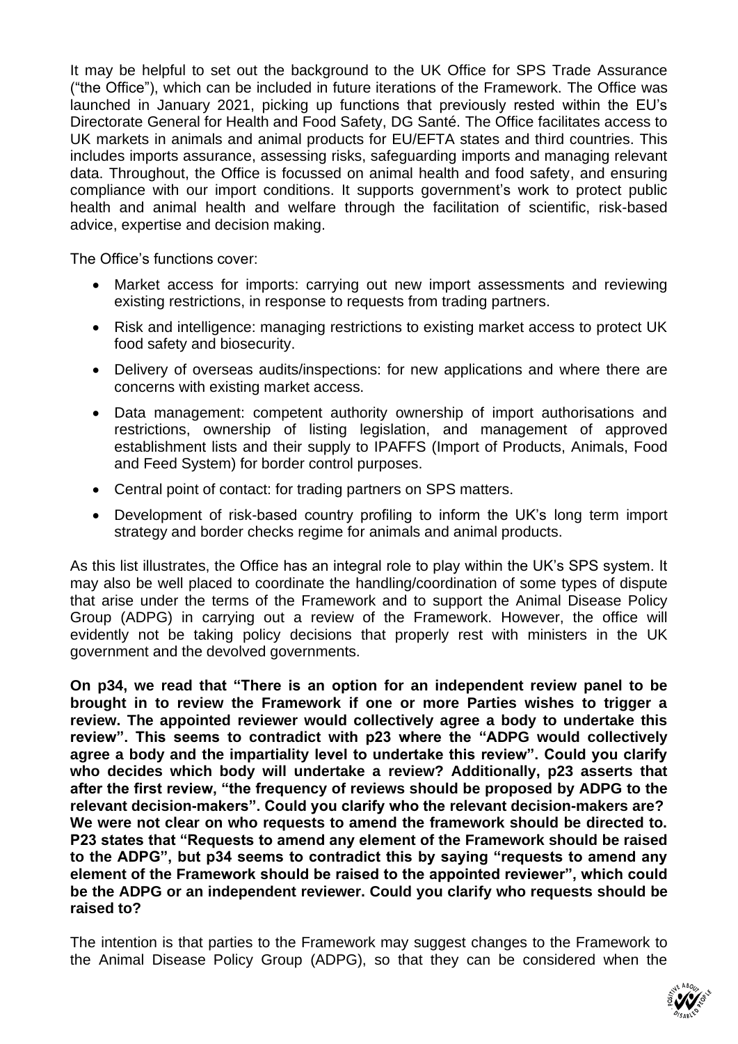It may be helpful to set out the background to the UK Office for SPS Trade Assurance ("the Office"), which can be included in future iterations of the Framework. The Office was launched in January 2021, picking up functions that previously rested within the EU's Directorate General for Health and Food Safety, DG Santé. The Office facilitates access to UK markets in animals and animal products for EU/EFTA states and third countries. This includes imports assurance, assessing risks, safeguarding imports and managing relevant data. Throughout, the Office is focussed on animal health and food safety, and ensuring compliance with our import conditions. It supports government's work to protect public health and animal health and welfare through the facilitation of scientific, risk-based advice, expertise and decision making.

The Office's functions cover:

- Market access for imports: carrying out new import assessments and reviewing existing restrictions, in response to requests from trading partners.
- Risk and intelligence: managing restrictions to existing market access to protect UK food safety and biosecurity.
- Delivery of overseas audits/inspections: for new applications and where there are concerns with existing market access.
- Data management: competent authority ownership of import authorisations and restrictions, ownership of listing legislation, and management of approved establishment lists and their supply to IPAFFS (Import of Products, Animals, Food and Feed System) for border control purposes.
- Central point of contact: for trading partners on SPS matters.
- Development of risk-based country profiling to inform the UK's long term import strategy and border checks regime for animals and animal products.

As this list illustrates, the Office has an integral role to play within the UK's SPS system. It may also be well placed to coordinate the handling/coordination of some types of dispute that arise under the terms of the Framework and to support the Animal Disease Policy Group (ADPG) in carrying out a review of the Framework. However, the office will evidently not be taking policy decisions that properly rest with ministers in the UK government and the devolved governments.

**On p34, we read that "There is an option for an independent review panel to be brought in to review the Framework if one or more Parties wishes to trigger a review. The appointed reviewer would collectively agree a body to undertake this review". This seems to contradict with p23 where the "ADPG would collectively agree a body and the impartiality level to undertake this review". Could you clarify who decides which body will undertake a review? Additionally, p23 asserts that after the first review, "the frequency of reviews should be proposed by ADPG to the relevant decision-makers". Could you clarify who the relevant decision-makers are? We were not clear on who requests to amend the framework should be directed to. P23 states that "Requests to amend any element of the Framework should be raised to the ADPG", but p34 seems to contradict this by saying "requests to amend any element of the Framework should be raised to the appointed reviewer", which could be the ADPG or an independent reviewer. Could you clarify who requests should be raised to?**

The intention is that parties to the Framework may suggest changes to the Framework to the Animal Disease Policy Group (ADPG), so that they can be considered when the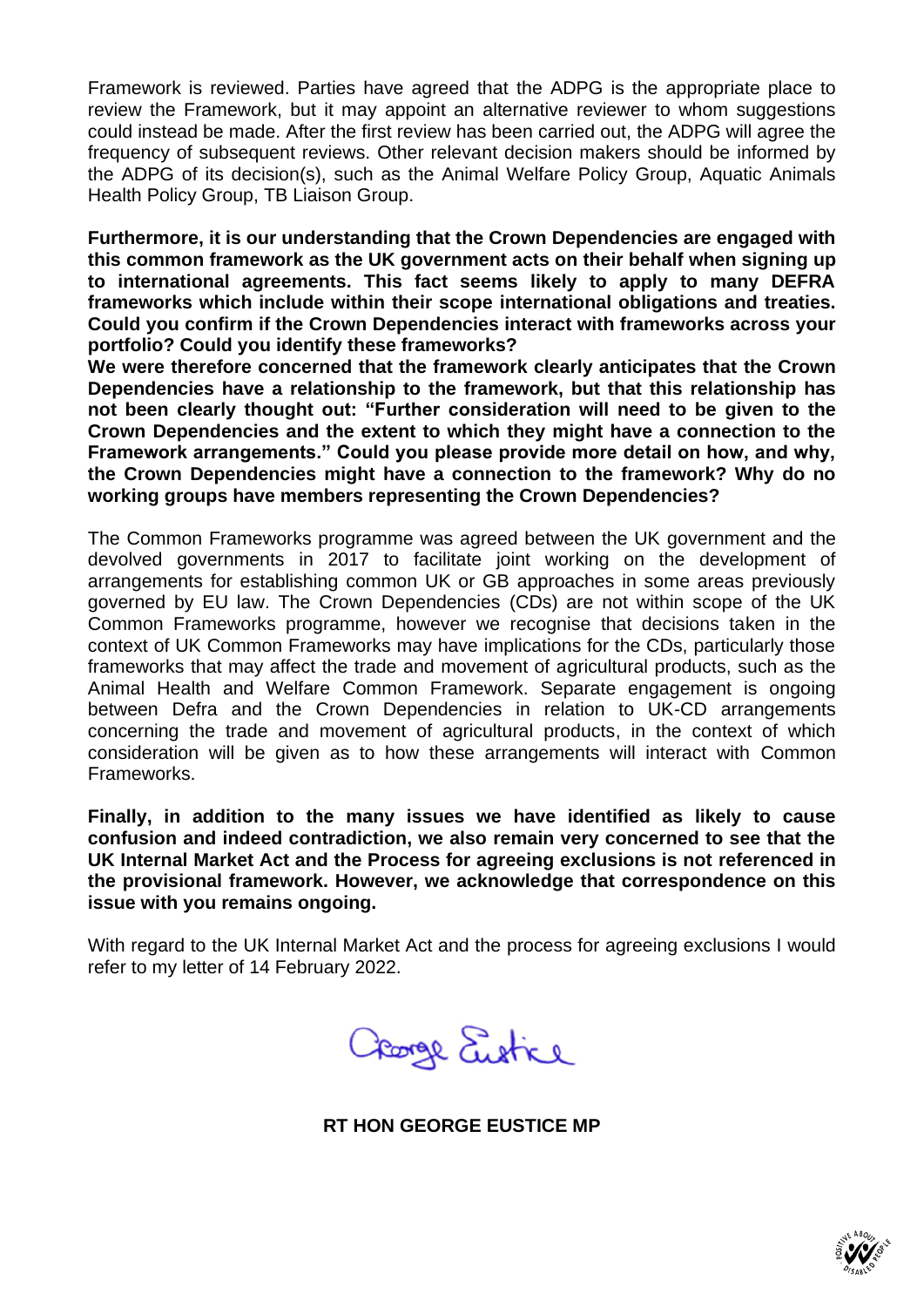Framework is reviewed. Parties have agreed that the ADPG is the appropriate place to review the Framework, but it may appoint an alternative reviewer to whom suggestions could instead be made. After the first review has been carried out, the ADPG will agree the frequency of subsequent reviews. Other relevant decision makers should be informed by the ADPG of its decision(s), such as the Animal Welfare Policy Group, Aquatic Animals Health Policy Group, TB Liaison Group.

**Furthermore, it is our understanding that the Crown Dependencies are engaged with this common framework as the UK government acts on their behalf when signing up to international agreements. This fact seems likely to apply to many DEFRA frameworks which include within their scope international obligations and treaties. Could you confirm if the Crown Dependencies interact with frameworks across your portfolio? Could you identify these frameworks?**

**We were therefore concerned that the framework clearly anticipates that the Crown Dependencies have a relationship to the framework, but that this relationship has not been clearly thought out: "Further consideration will need to be given to the Crown Dependencies and the extent to which they might have a connection to the Framework arrangements." Could you please provide more detail on how, and why, the Crown Dependencies might have a connection to the framework? Why do no working groups have members representing the Crown Dependencies?**

The Common Frameworks programme was agreed between the UK government and the devolved governments in 2017 to facilitate joint working on the development of arrangements for establishing common UK or GB approaches in some areas previously governed by EU law. The Crown Dependencies (CDs) are not within scope of the UK Common Frameworks programme, however we recognise that decisions taken in the context of UK Common Frameworks may have implications for the CDs, particularly those frameworks that may affect the trade and movement of agricultural products, such as the Animal Health and Welfare Common Framework. Separate engagement is ongoing between Defra and the Crown Dependencies in relation to UK-CD arrangements concerning the trade and movement of agricultural products, in the context of which consideration will be given as to how these arrangements will interact with Common Frameworks.

**Finally, in addition to the many issues we have identified as likely to cause confusion and indeed contradiction, we also remain very concerned to see that the UK Internal Market Act and the Process for agreeing exclusions is not referenced in the provisional framework. However, we acknowledge that correspondence on this issue with you remains ongoing.**

With regard to the UK Internal Market Act and the process for agreeing exclusions I would refer to my letter of 14 February 2022.

George Eustice

**RT HON GEORGE EUSTICE MP**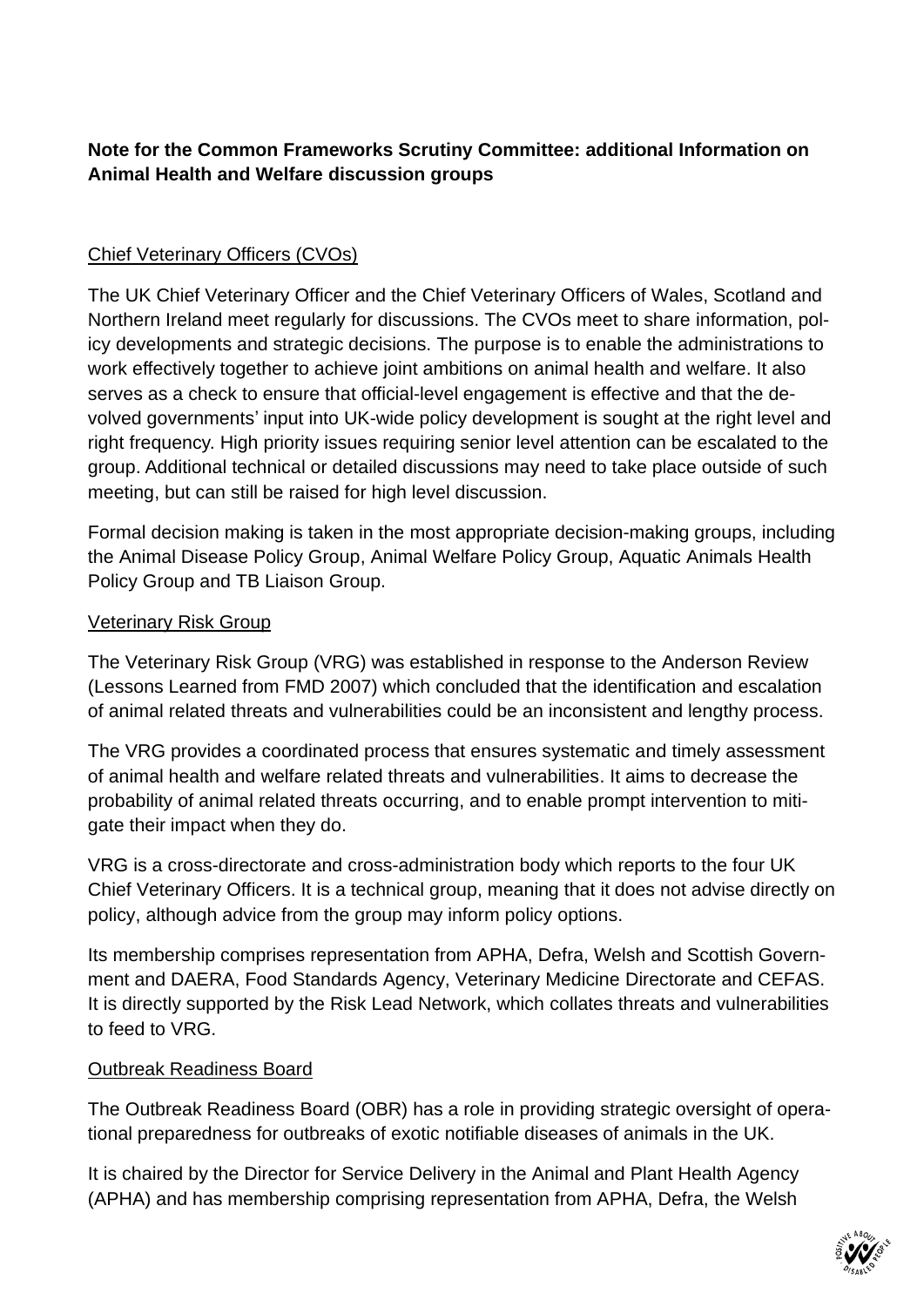**Note for the Common Frameworks Scrutiny Committee: additional Information on Animal Health and Welfare discussion groups**

Chief Veterinary Officers (CVOs)

The UK Chief Veterinary Officer and the Chief Veterinary Officers of Wales, Scotland and Northern Ireland meet regularly for discussions. The CVOs meet to share information, policy developments and strategic decisions. The purpose is to enable the administrations to work effectively together to achieve joint ambitions on animal health and welfare. It also serves as a check to ensure that official-level engagement is effective and that the devolved governments' input into UK-wide policy development is sought at the right level and right frequency. High priority issues requiring senior level attention can be escalated to the group. Additional technical or detailed discussions may need to take place outside of such meeting, but can still be raised for high level discussion.

Formal decision making is taken in the most appropriate decision-making groups, including the Animal Disease Policy Group, Animal Welfare Policy Group, Aquatic Animals Health Policy Group and TB Liaison Group.

Veterinary Risk Group

The Veterinary Risk Group (VRG) was established in response to the Anderson Review (Lessons Learned from FMD 2007) which concluded that the identification and escalation of animal related threats and vulnerabilities could be an inconsistent and lengthy process.

The VRG provides a coordinated process that ensures systematic and timely assessment of animal health and welfare related threats and vulnerabilities. It aims to decrease the probability of animal related threats occurring, and to enable prompt intervention to mitigate their impact when they do.

VRG is a cross-directorate and cross-administration body which reports to the four UK Chief Veterinary Officers. It is a technical group, meaning that it does not advise directly on policy, although advice from the group may inform policy options.

Its membership comprises representation from APHA, Defra, Welsh and Scottish Government and DAERA, Food Standards Agency, Veterinary Medicine Directorate and CEFAS. It is directly supported by the Risk Lead Network, which collates threats and vulnerabilities to feed to VRG.

Outbreak Readiness Board

The Outbreak Readiness Board (OBR) has a role in providing strategic oversight of operational preparedness for outbreaks of exotic notifiable diseases of animals in the UK.

It is chaired by the Director for Service Delivery in the Animal and Plant Health Agency (APHA) and has membership comprising representation from APHA, Defra, the Welsh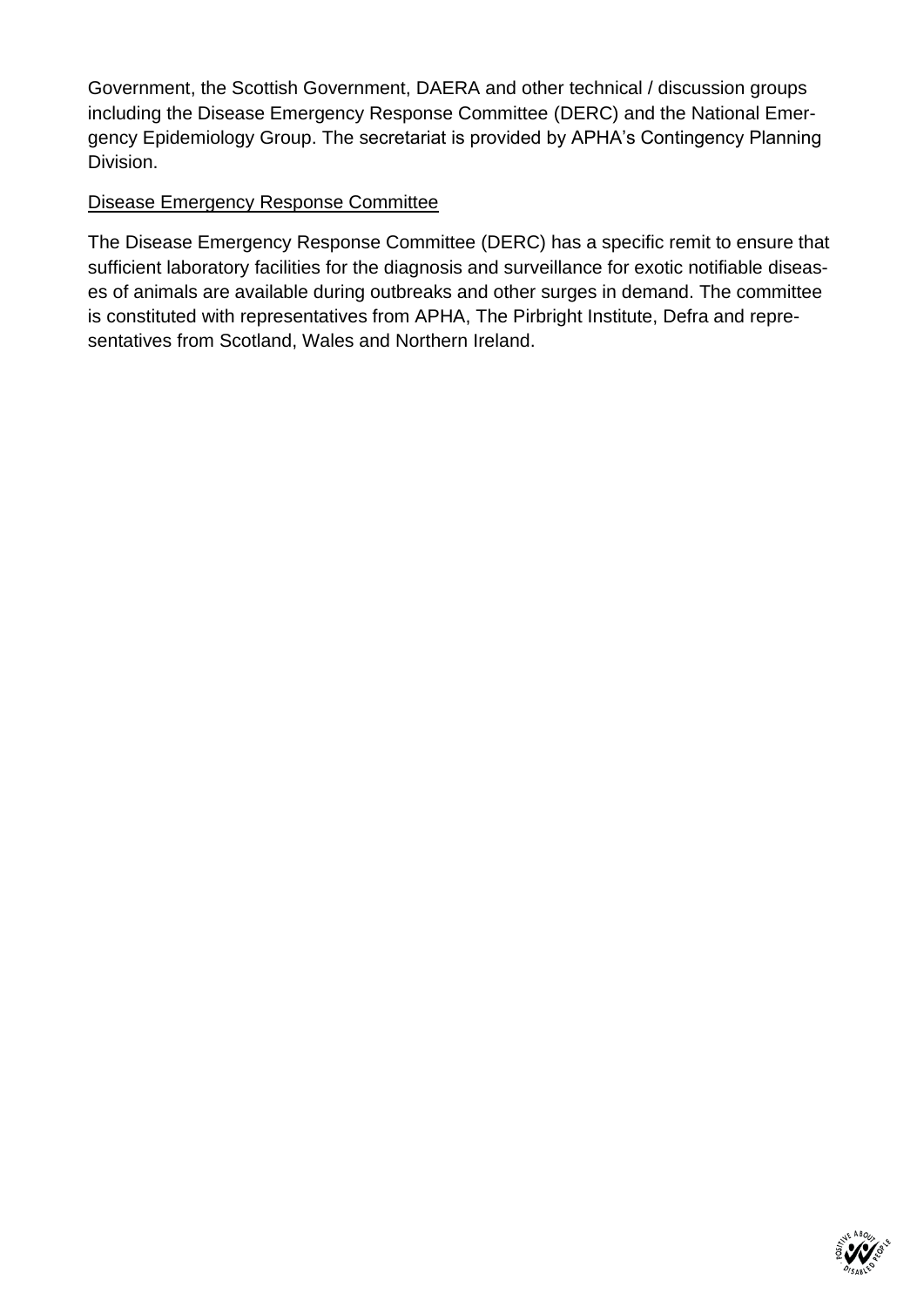Government, the Scottish Government, DAERA and other technical / discussion groups including the Disease Emergency Response Committee (DERC) and the National Emergency Epidemiology Group. The secretariat is provided by APHA's Contingency Planning Division.

Disease Emergency Response Committee

The Disease Emergency Response Committee (DERC) has a specific remit to ensure that sufficient laboratory facilities for the diagnosis and surveillance for exotic notifiable diseases of animals are available during outbreaks and other surges in demand. The committee is constituted with representatives from APHA, The Pirbright Institute, Defra and representatives from Scotland, Wales and Northern Ireland.